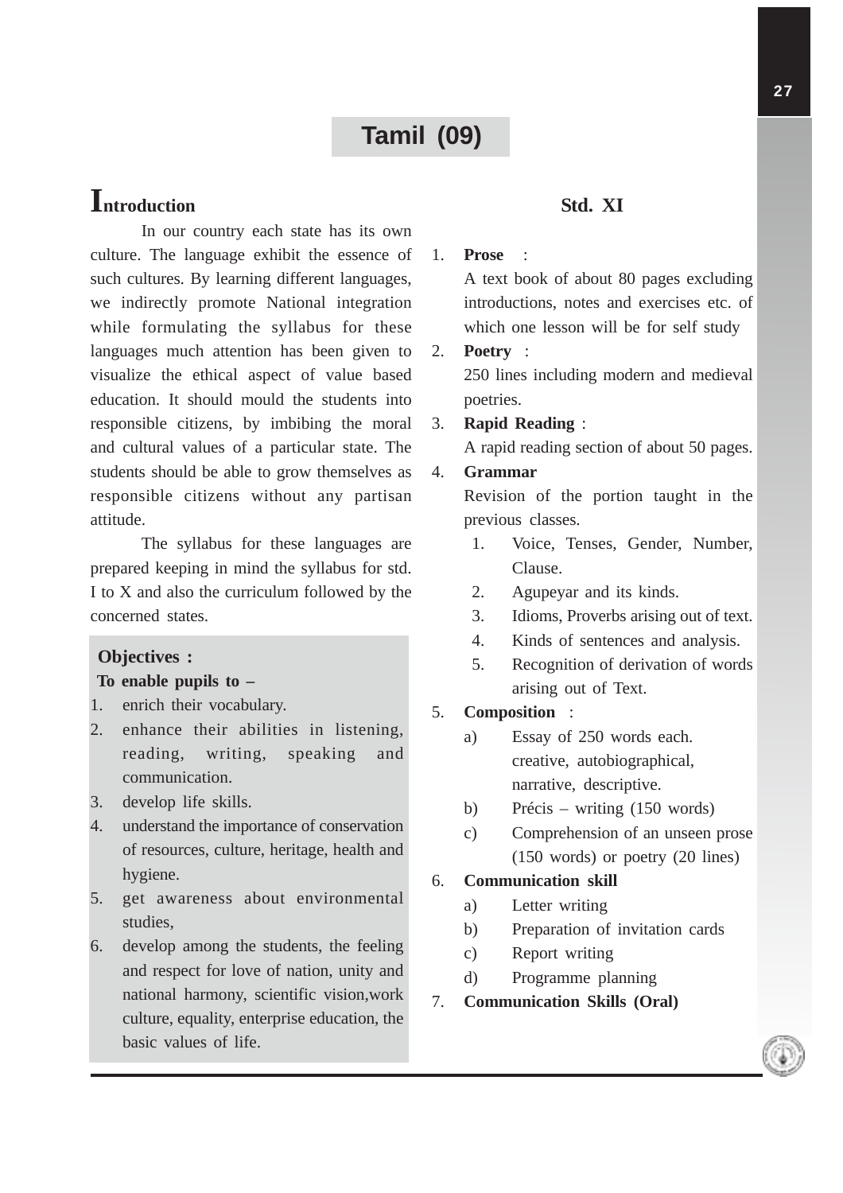# Tamil (09)

## Introduction

In our country each state has its own culture. The language exhibit the essence of such cultures. By learning different languages, we indirectly promote National integration while formulating the syllabus for these languages much attention has been given to visualize the ethical aspect of value based education. It should mould the students into responsible citizens, by imbibing the moral and cultural values of a particular state. The students should be able to grow themselves as responsible citizens without any partisan attitude.

The syllabus for these languages are prepared keeping in mind the syllabus for std. I to X and also the curriculum followed by the concerned states.

**Objectives :**

**To enable pupils to –**

1. enrich their vocabulary.
2. enhance their abilities in listening, reading, writing, speaking and communication.
3. develop life skills.
4. understand the importance of conservation of resources, culture, heritage, health and hygiene.
5. get awareness about environmental studies,
6. develop among the students, the feeling and respect for love of nation, unity and national harmony, scientific vision,work culture, equality, enterprise education, the basic values of life.

## Std. XI

1. **Prose** :
   A text book of about 80 pages excluding introductions, notes and exercises etc. of which one lesson will be for self study
2. **Poetry** :
   250 lines including modern and medieval poetries.
3. **Rapid Reading** :
   A rapid reading section of about 50 pages.
4. **Grammar**
   Revision of the portion taught in the previous classes.
   1. Voice, Tenses, Gender, Number, Clause.
   2. Agupeyar and its kinds.
   3. Idioms, Proverbs arising out of text.
   4. Kinds of sentences and analysis.
   5. Recognition of derivation of words arising out of Text.
5. **Composition** :
   a) Essay of 250 words each. creative, autobiographical, narrative, descriptive.
   b) Précis – writing (150 words)
   c) Comprehension of an unseen prose (150 words) or poetry (20 lines)
6. **Communication skill**
   a) Letter writing
   b) Preparation of invitation cards
   c) Report writing
   d) Programme planning
7. **Communication Skills (Oral)**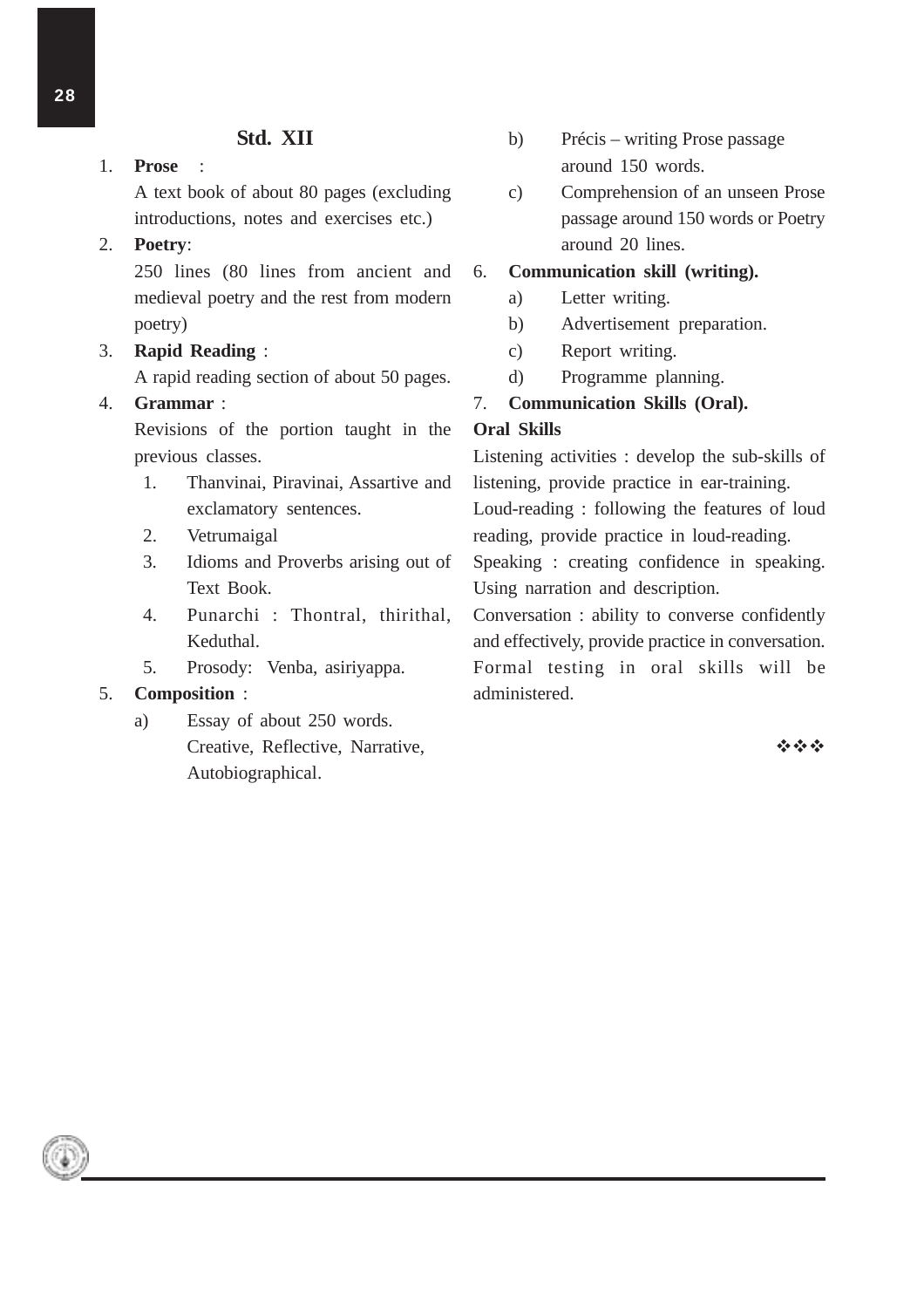## Std. XII

1. **Prose** :
   A text book of about 80 pages (excluding introductions, notes and exercises etc.)
2. **Poetry**:
   250 lines (80 lines from ancient and medieval poetry and the rest from modern poetry)
3. **Rapid Reading** :
   A rapid reading section of about 50 pages.
4. **Grammar** :
   Revisions of the portion taught in the previous classes.
   1. Thanvinai, Piravinai, Assartive and exclamatory sentences.
   2. Vetrumaigal
   3. Idioms and Proverbs arising out of Text Book.
   4. Punarchi : Thontral, thirithal, Keduthal.
   5. Prosody: Venba, asiriyappa.
5. **Composition** :
   a) Essay of about 250 words. Creative, Reflective, Narrative, Autobiographical.
   b) Précis – writing Prose passage around 150 words.
   c) Comprehension of an unseen Prose passage around 150 words or Poetry around 20 lines.
6. **Communication skill (writing).**
   a) Letter writing.
   b) Advertisement preparation.
   c) Report writing.
   d) Programme planning.
7. **Communication Skills (Oral).**

**Oral Skills**

Listening activities : develop the sub-skills of listening, provide practice in ear-training.

Loud-reading : following the features of loud reading, provide practice in loud-reading.

Speaking : creating confidence in speaking. Using narration and description.

Conversation : ability to converse confidently and effectively, provide practice in conversation. Formal testing in oral skills will be administered.

❖❖❖